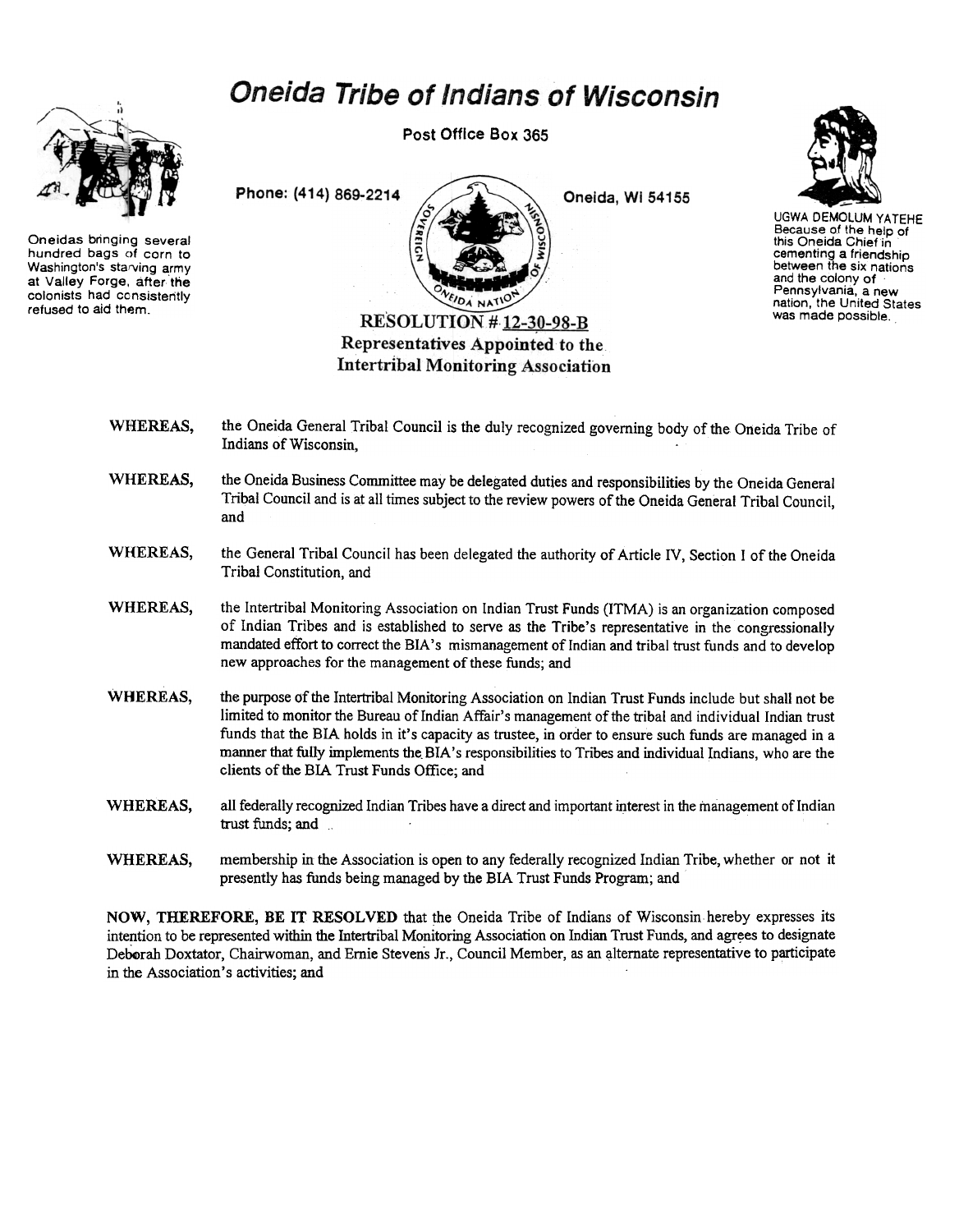# Oneida Tribe of Indians of Wisconsin

Post Office Box 365

Phone: (414) 869-2214

Oneida, WI 54155

Oneidas bringing several hundred bags of corn to Washington's starving army at Valley Forge, after the colonists had consistently refused to aid them.

UGWA DEMOLUM YATEHE
Because of the help of this Oneida Chief in cementing a friendship between the six nations and the colony of Pennsylvania, a new nation, the United States was made possible.

## RESOLUTION # 12-30-98-B
## Representatives Appointed to the Intertribal Monitoring Association

**WHEREAS,** the Oneida General Tribal Council is the duly recognized governing body of the Oneida Tribe of Indians of Wisconsin,

**WHEREAS,** the Oneida Business Committee may be delegated duties and responsibilities by the Oneida General Tribal Council and is at all times subject to the review powers of the Oneida General Tribal Council, and

**WHEREAS,** the General Tribal Council has been delegated the authority of Article IV, Section I of the Oneida Tribal Constitution, and

**WHEREAS,** the Intertribal Monitoring Association on Indian Trust Funds (ITMA) is an organization composed of Indian Tribes and is established to serve as the Tribe's representative in the congressionally mandated effort to correct the BIA's mismanagement of Indian and tribal trust funds and to develop new approaches for the management of these funds; and

**WHEREAS,** the purpose of the Intertribal Monitoring Association on Indian Trust Funds include but shall not be limited to monitor the Bureau of Indian Affair's management of the tribal and individual Indian trust funds that the BIA holds in it's capacity as trustee, in order to ensure such funds are managed in a manner that fully implements the BIA's responsibilities to Tribes and individual Indians, who are the clients of the BIA Trust Funds Office; and

**WHEREAS,** all federally recognized Indian Tribes have a direct and important interest in the management of Indian trust funds; and

**WHEREAS,** membership in the Association is open to any federally recognized Indian Tribe, whether or not it presently has funds being managed by the BIA Trust Funds Program; and

**NOW, THEREFORE, BE IT RESOLVED** that the Oneida Tribe of Indians of Wisconsin hereby expresses its intention to be represented within the Intertribal Monitoring Association on Indian Trust Funds, and agrees to designate Deborah Doxtator, Chairwoman, and Ernie Stevens Jr., Council Member, as an alternate representative to participate in the Association's activities; and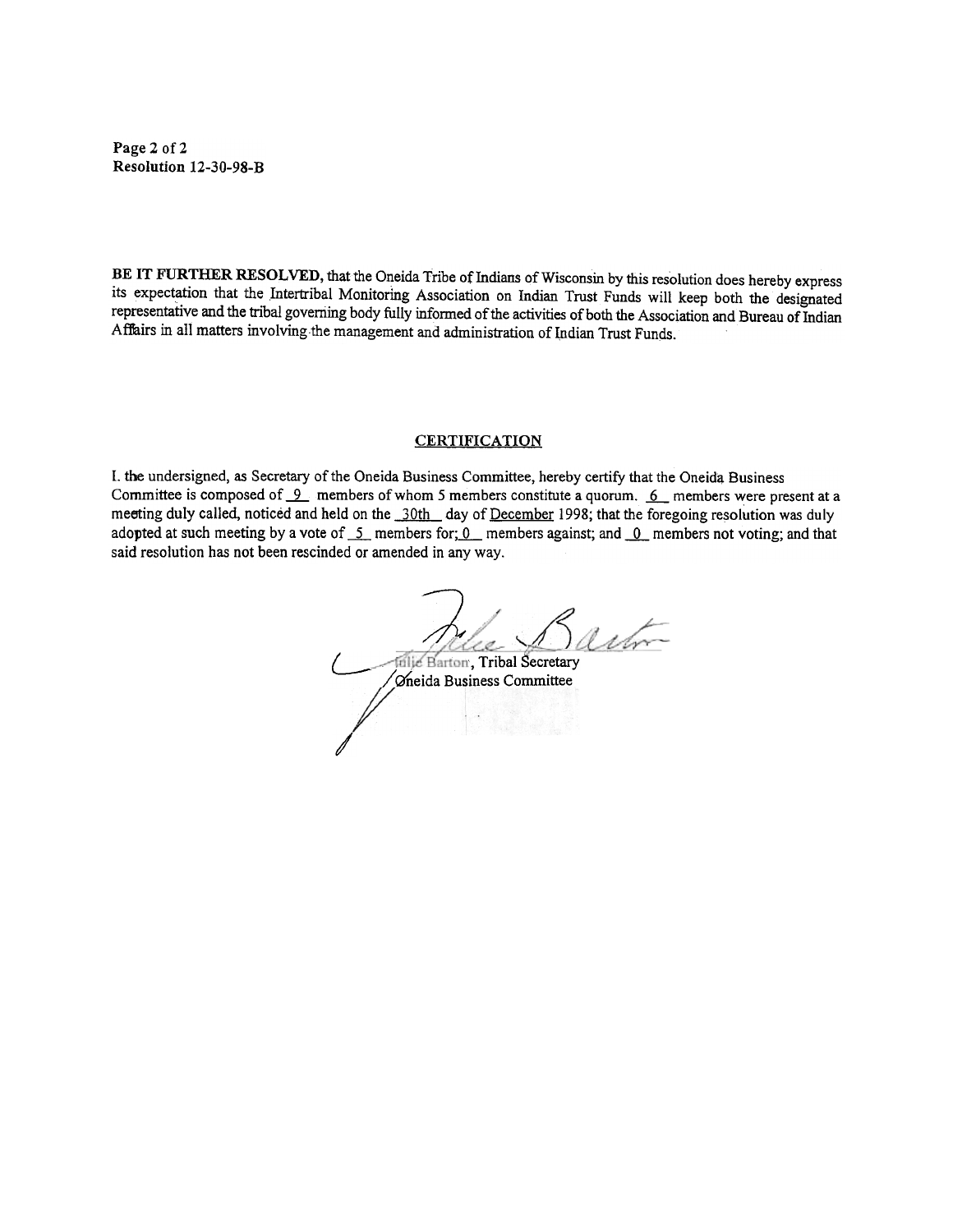**Page 2 of 2**
**Resolution 12-30-98-B**

**BE IT FURTHER RESOLVED,** that the Oneida Tribe of Indians of Wisconsin by this resolution does hereby express its expectation that the Intertribal Monitoring Association on Indian Trust Funds will keep both the designated representative and the tribal governing body fully informed of the activities of both the Association and Bureau of Indian Affairs in all matters involving the management and administration of Indian Trust Funds.

## CERTIFICATION

I. the undersigned, as Secretary of the Oneida Business Committee, hereby certify that the Oneida Business Committee is composed of _9_ members of whom 5 members constitute a quorum. _6_ members were present at a meeting duly called, noticed and held on the _30th_ day of December 1998; that the foregoing resolution was duly adopted at such meeting by a vote of _5_ members for; _0_ members against; and _0_ members not voting; and that said resolution has not been rescinded or amended in any way.

Julie Barton, Tribal Secretary
Oneida Business Committee